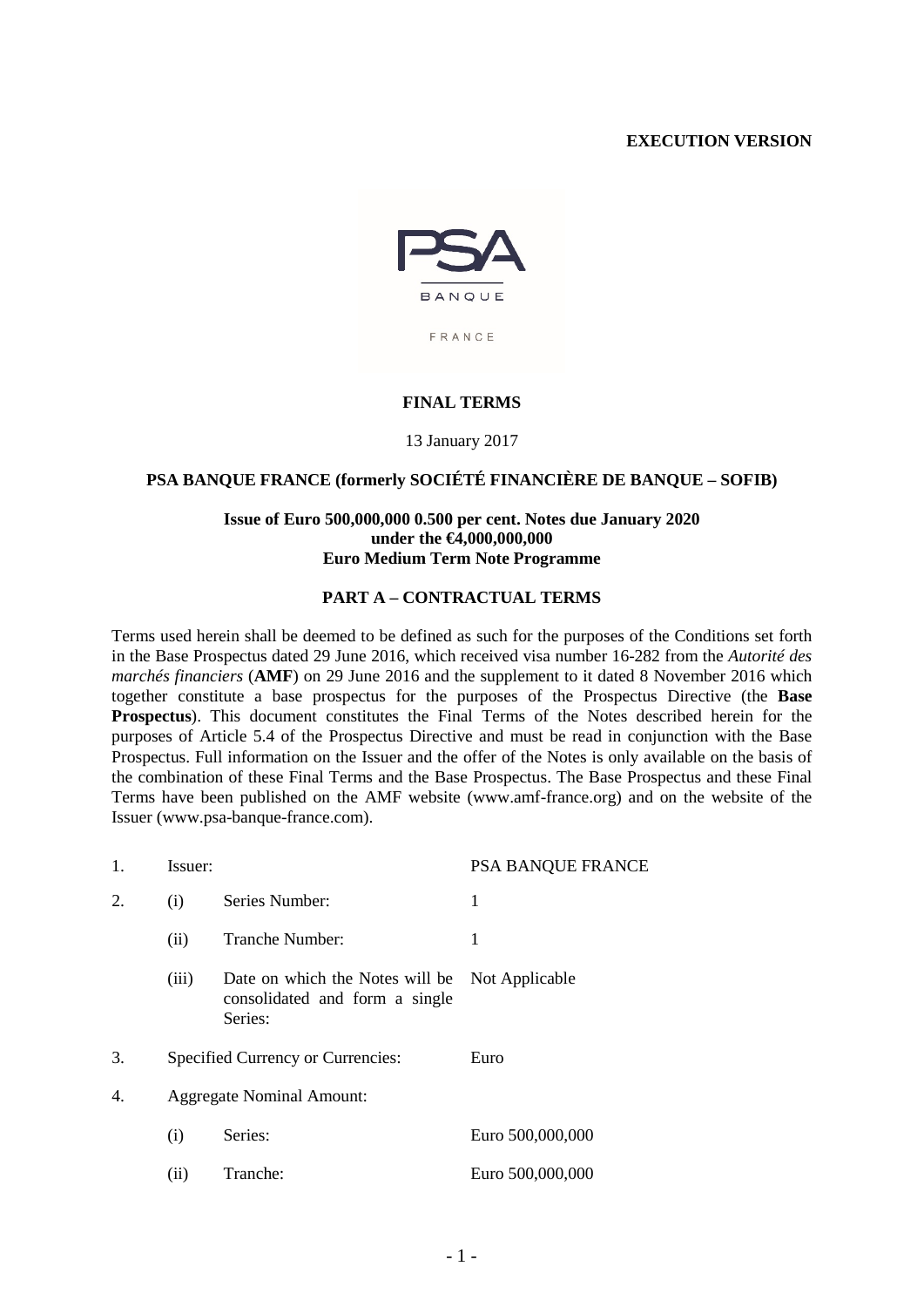**EXECUTION VERSION**

PSA BANQUE FRANCE

## FINAL TERMS

13 January 2017

### PSA BANQUE FRANCE (formerly SOCIÉTÉ FINANCIÈRE DE BANQUE – SOFIB)

**Issue of Euro 500,000,000 0.500 per cent. Notes due January 2020**
**under the €4,000,000,000**
**Euro Medium Term Note Programme**

### PART A – CONTRACTUAL TERMS

Terms used herein shall be deemed to be defined as such for the purposes of the Conditions set forth in the Base Prospectus dated 29 June 2016, which received visa number 16-282 from the *Autorité des marchés financiers* (**AMF**) on 29 June 2016 and the supplement to it dated 8 November 2016 which together constitute a base prospectus for the purposes of the Prospectus Directive (the **Base Prospectus**). This document constitutes the Final Terms of the Notes described herein for the purposes of Article 5.4 of the Prospectus Directive and must be read in conjunction with the Base Prospectus. Full information on the Issuer and the offer of the Notes is only available on the basis of the combination of these Final Terms and the Base Prospectus. The Base Prospectus and these Final Terms have been published on the AMF website (www.amf-france.org) and on the website of the Issuer (www.psa-banque-france.com).

| | | | |
|---|---|---|---|
| 1. | Issuer: | | PSA BANQUE FRANCE |
| 2. | (i) | Series Number: | 1 |
| | (ii) | Tranche Number: | 1 |
| | (iii) | Date on which the Notes will be consolidated and form a single Series: | Not Applicable |
| 3. | Specified Currency or Currencies: | | Euro |
| 4. | Aggregate Nominal Amount: | | |
| | (i) | Series: | Euro 500,000,000 |
| | (ii) | Tranche: | Euro 500,000,000 |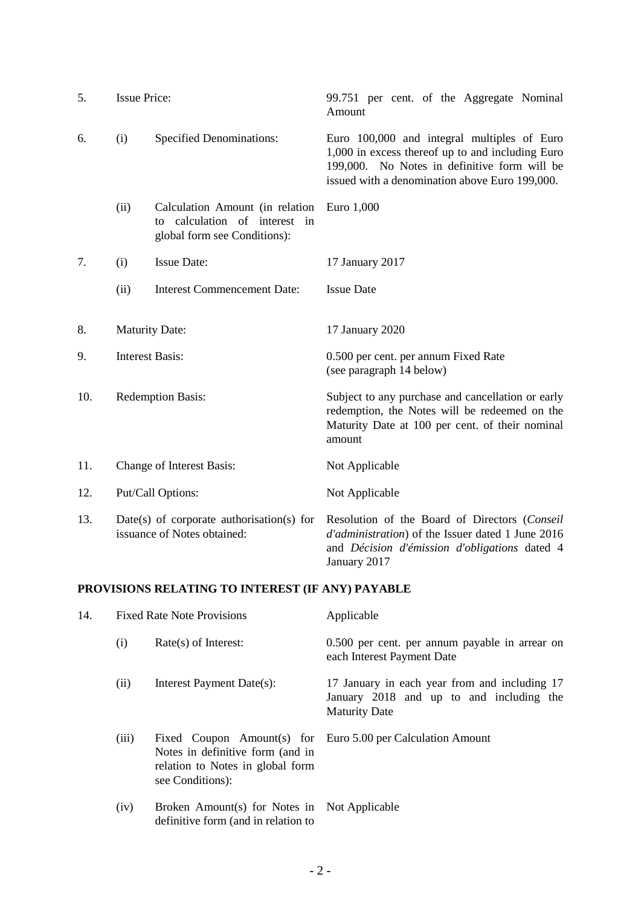| | | | |
|---|---|---|---|
| 5. | Issue Price: | | 99.751 per cent. of the Aggregate Nominal Amount |
| 6. | (i) | Specified Denominations: | Euro 100,000 and integral multiples of Euro 1,000 in excess thereof up to and including Euro 199,000. No Notes in definitive form will be issued with a denomination above Euro 199,000. |
| | (ii) | Calculation Amount (in relation to calculation of interest in global form see Conditions): | Euro 1,000 |
| 7. | (i) | Issue Date: | 17 January 2017 |
| | (ii) | Interest Commencement Date: | Issue Date |
| 8. | Maturity Date: | | 17 January 2020 |
| 9. | Interest Basis: | | 0.500 per cent. per annum Fixed Rate (see paragraph 14 below) |
| 10. | Redemption Basis: | | Subject to any purchase and cancellation or early redemption, the Notes will be redeemed on the Maturity Date at 100 per cent. of their nominal amount |
| 11. | Change of Interest Basis: | | Not Applicable |
| 12. | Put/Call Options: | | Not Applicable |
| 13. | Date(s) of corporate authorisation(s) for issuance of Notes obtained: | | Resolution of the Board of Directors (*Conseil d'administration*) of the Issuer dated 1 June 2016 and *Décision d'émission d'obligations* dated 4 January 2017 |

## PROVISIONS RELATING TO INTEREST (IF ANY) PAYABLE

| | | | |
|---|---|---|---|
| 14. | Fixed Rate Note Provisions | | Applicable |
| | (i) | Rate(s) of Interest: | 0.500 per cent. per annum payable in arrear on each Interest Payment Date |
| | (ii) | Interest Payment Date(s): | 17 January in each year from and including 17 January 2018 and up to and including the Maturity Date |
| | (iii) | Fixed Coupon Amount(s) for Notes in definitive form (and in relation to Notes in global form see Conditions): | Euro 5.00 per Calculation Amount |
| | (iv) | Broken Amount(s) for Notes in definitive form (and in relation to | Not Applicable |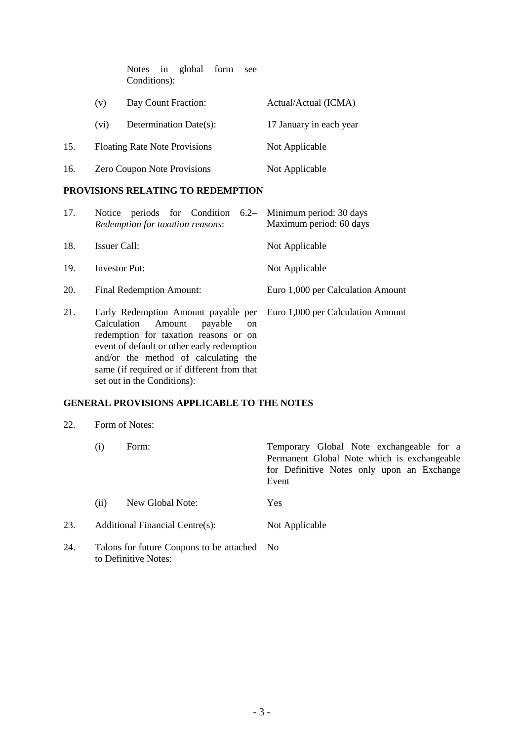|  |  |  |  |
|---|---|---|---|
|  |  | Notes in global form see Conditions): |  |
|  | (v) | Day Count Fraction: | Actual/Actual (ICMA) |
|  | (vi) | Determination Date(s): | 17 January in each year |
| 15. | Floating Rate Note Provisions |  | Not Applicable |
| 16. | Zero Coupon Note Provisions |  | Not Applicable |

**PROVISIONS RELATING TO REDEMPTION**

|  |  |  |
|---|---|---|
| 17. | Notice periods for Condition 6.2– *Redemption for taxation reasons*: | Minimum period: 30 days<br>Maximum period: 60 days |
| 18. | Issuer Call: | Not Applicable |
| 19. | Investor Put: | Not Applicable |
| 20. | Final Redemption Amount: | Euro 1,000 per Calculation Amount |
| 21. | Early Redemption Amount payable per Calculation Amount payable on redemption for taxation reasons or on event of default or other early redemption and/or the method of calculating the same (if required or if different from that set out in the Conditions): | Euro 1,000 per Calculation Amount |

**GENERAL PROVISIONS APPLICABLE TO THE NOTES**

|  |  |  |  |
|---|---|---|---|
| 22. | Form of Notes: |  |  |
|  | (i) | Form: | Temporary Global Note exchangeable for a Permanent Global Note which is exchangeable for Definitive Notes only upon an Exchange Event |
|  | (ii) | New Global Note: | Yes |
| 23. | Additional Financial Centre(s): |  | Not Applicable |
| 24. | Talons for future Coupons to be attached to Definitive Notes: |  | No |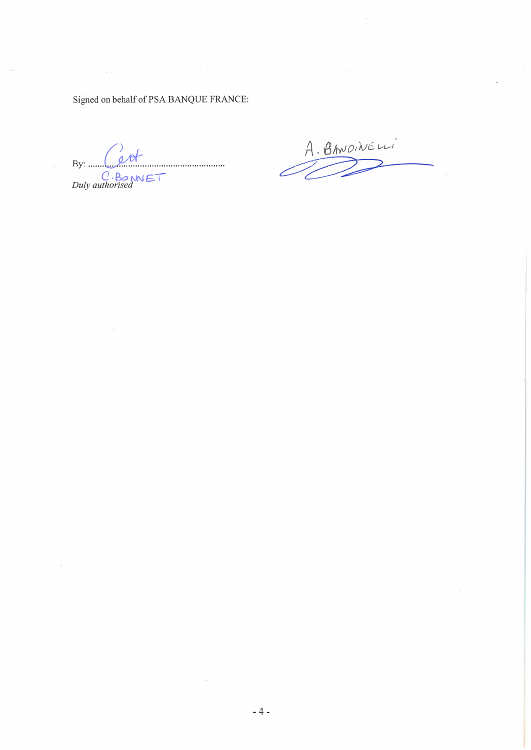Signed on behalf of PSA BANQUE FRANCE:

By: ..............................................................

C. BONNET

*Duly authorised*

A. BANDINELLI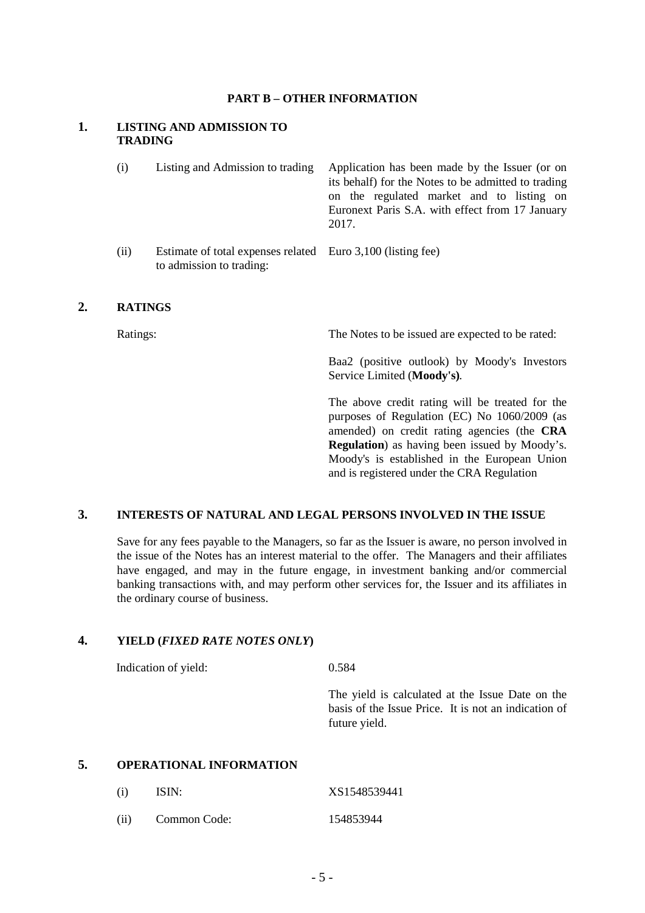## PART B – OTHER INFORMATION

### 1. LISTING AND ADMISSION TO TRADING

| | | |
|---|---|---|
| (i) | Listing and Admission to trading | Application has been made by the Issuer (or on its behalf) for the Notes to be admitted to trading on the regulated market and to listing on Euronext Paris S.A. with effect from 17 January 2017. |
| (ii) | Estimate of total expenses related to admission to trading: | Euro 3,100 (listing fee) |

### 2. RATINGS

Ratings: The Notes to be issued are expected to be rated:

Baa2 (positive outlook) by Moody's Investors Service Limited (**Moody's**).

The above credit rating will be treated for the purposes of Regulation (EC) No 1060/2009 (as amended) on credit rating agencies (the **CRA Regulation**) as having been issued by Moody's. Moody's is established in the European Union and is registered under the CRA Regulation

### 3. INTERESTS OF NATURAL AND LEGAL PERSONS INVOLVED IN THE ISSUE

Save for any fees payable to the Managers, so far as the Issuer is aware, no person involved in the issue of the Notes has an interest material to the offer. The Managers and their affiliates have engaged, and may in the future engage, in investment banking and/or commercial banking transactions with, and may perform other services for, the Issuer and its affiliates in the ordinary course of business.

### 4. YIELD (*FIXED RATE NOTES ONLY*)

Indication of yield: 0.584

The yield is calculated at the Issue Date on the basis of the Issue Price. It is not an indication of future yield.

### 5. OPERATIONAL INFORMATION

| | | |
|---|---|---|
| (i) | ISIN: | XS1548539441 |
| (ii) | Common Code: | 154853944 |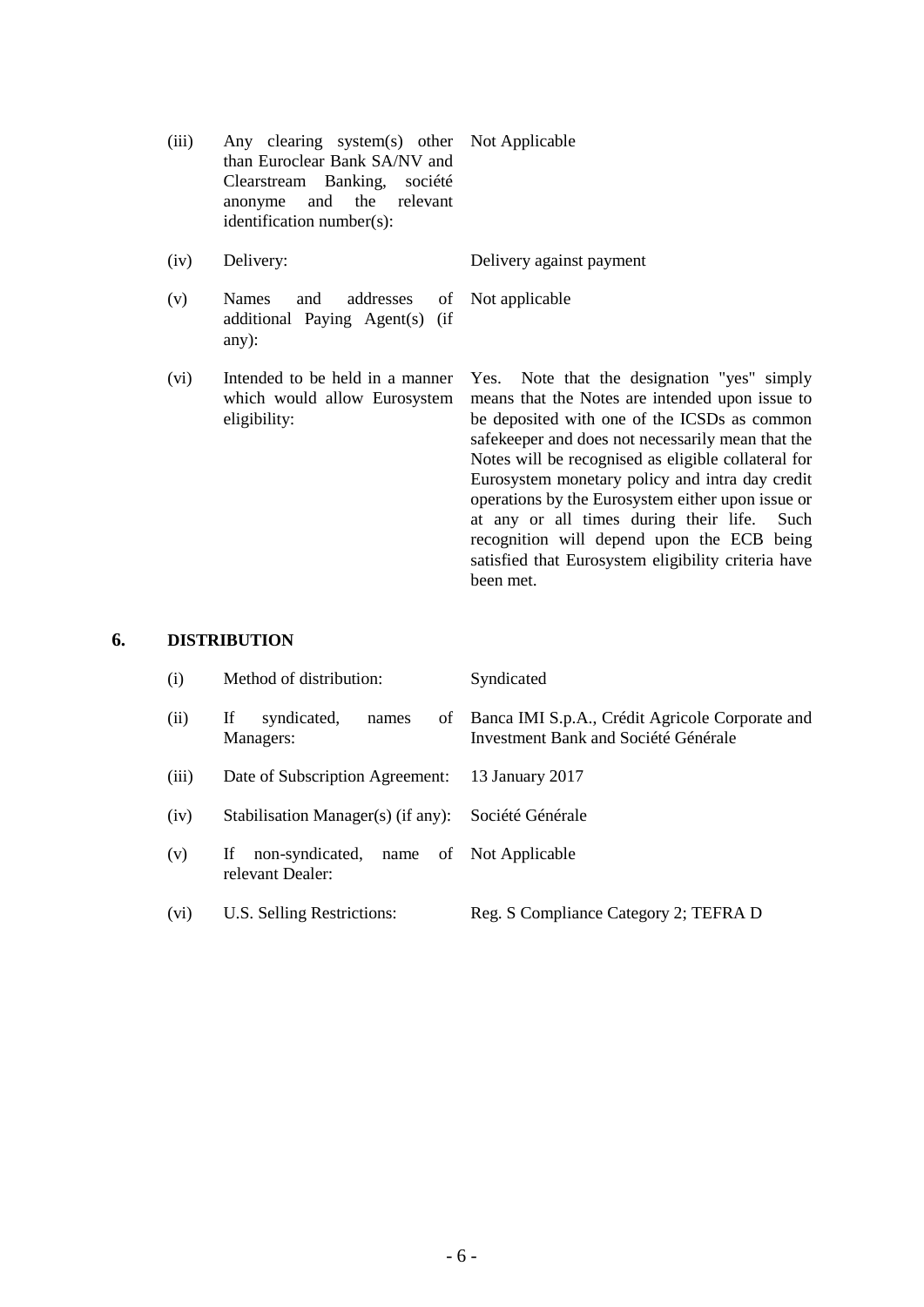| | | |
|---|---|---|
| (iii) | Any clearing system(s) other than Euroclear Bank SA/NV and Clearstream Banking, société anonyme and the relevant identification number(s): | Not Applicable |
| (iv) | Delivery: | Delivery against payment |
| (v) | Names and addresses of additional Paying Agent(s) (if any): | Not applicable |
| (vi) | Intended to be held in a manner which would allow Eurosystem eligibility: | Yes. Note that the designation "yes" simply means that the Notes are intended upon issue to be deposited with one of the ICSDs as common safekeeper and does not necessarily mean that the Notes will be recognised as eligible collateral for Eurosystem monetary policy and intra day credit operations by the Eurosystem either upon issue or at any or all times during their life. Such recognition will depend upon the ECB being satisfied that Eurosystem eligibility criteria have been met. |

## 6. DISTRIBUTION

| | | |
|---|---|---|
| (i) | Method of distribution: | Syndicated |
| (ii) | If syndicated, names of Managers: | Banca IMI S.p.A., Crédit Agricole Corporate and Investment Bank and Société Générale |
| (iii) | Date of Subscription Agreement: | 13 January 2017 |
| (iv) | Stabilisation Manager(s) (if any): | Société Générale |
| (v) | If non-syndicated, name of relevant Dealer: | Not Applicable |
| (vi) | U.S. Selling Restrictions: | Reg. S Compliance Category 2; TEFRA D |